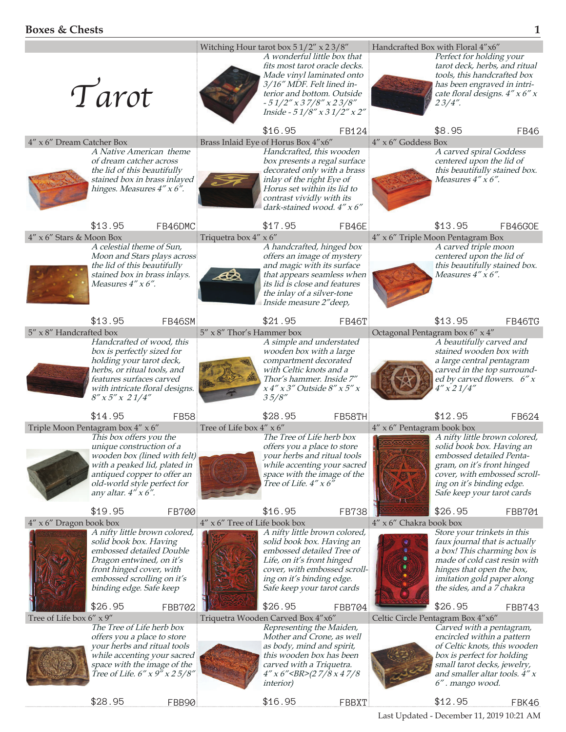## Boxes & Chests

# Tarot

### Witching Hour tarot box 5 1/2" x 2 3/8"

*A wonderful little box that fits most tarot oracle decks. Made vinyl laminated onto 3/16" MDF. Felt lined interior and bottom. Outside - 5 1/2" x 3 7/8" x 2 3/8" Inside - 5 1/8" x 3 1/2" x 2"*

$16.95 FB124

### Handcrafted Box with Floral 4"x6"

*Perfect for holding your tarot deck, herbs, and ritual tools, this handcrafted box has been engraved in intricate floral designs. 4" x 6" x 2 3/4".*

$8.95 FB46

### 4" x 6" Dream Catcher Box

*A Native American theme of dream catcher across the lid of this beautifully stained box in brass inlayed hinges. Measures 4" x 6".*

$13.95 FB46DMC

### Brass Inlaid Eye of Horus Box 4"x6"

*Handcrafted, this wooden box presents a regal surface decorated only with a brass inlay of the right Eye of Horus set within its lid to contrast vividly with its dark-stained wood. 4" x 6"*

$17.95 FB46E

### 4" x 6" Goddess Box

*A carved spiral Goddess centered upon the lid of this beautifully stained box. Measures 4" x 6".*

$13.95 FB46GOE

### 4" x 6" Stars & Moon Box

*A celestial theme of Sun, Moon and Stars plays across the lid of this beautifully stained box in brass inlays. Measures 4" x 6".*

$13.95 FB46SM

### Triquetra box 4" x 6"

*A handcrafted, hinged box offers an image of mystery and magic with its surface that appears seamless when its lid is close and features the inlay of a silver-tone Inside measure 2"deep,*

$21.95 FB46T

### 4" x 6" Triple Moon Pentagram Box

*A carved triple moon centered upon the lid of this beautifully stained box. Measures 4" x 6".*

$13.95 FB46TG

### 5" x 8" Handcrafted box

*Handcrafted of wood, this box is perfectly sized for holding your tarot deck, herbs, or ritual tools, and features surfaces carved with intricate floral designs. 8" x 5" x 2 1/4"*

$14.95 FB58

### 5" x 8" Thor's Hammer box

*A simple and understated wooden box with a large compartment decorated with Celtic knots and a Thor's hammer. Inside 7" x 4" x 3" Outside 8" x 5" x 3 5/8"*

$28.95 FB58TH

### Octagonal Pentagram box 6" x 4"

*A beautifully carved and stained wooden box with a large central pentagram carved in the top surrounded by carved flowers. 6" x 4" x 2 1/4"*

$12.95 FB624

### Triple Moon Pentagram box 4" x 6"

*This box offers you the unique construction of a wooden box (lined with felt) with a peaked lid, plated in antiqued copper to offer an old-world style perfect for any altar. 4" x 6".*

$19.95 FB700

### Tree of Life box 4" x 6"

*The Tree of Life herb box offers you a place to store your herbs and ritual tools while accenting your sacred space with the image of the Tree of Life. 4" x 6"*

$16.95 FB738

### 4" x 6" Pentagram book box

*A nifty little brown colored, solid book box. Having an embossed detailed Pentagram, on it's front hinged cover, with embossed scrolling on it's binding edge. Safe keep your tarot cards*

$26.95 FBB701

### 4" x 6" Dragon book box

*A nifty little brown colored, solid book box. Having embossed detailed Double Dragon entwined, on it's front hinged cover, with embossed scrolling on it's binding edge. Safe keep*

$26.95 FBB702

### 4" x 6" Tree of Life book box

*A nifty little brown colored, solid book box. Having an embossed detailed Tree of Life, on it's front hinged cover, with embossed scrolling on it's binding edge. Safe keep your tarot cards*

$26.95 FBB704

### 4" x 6" Chakra book box

*Store your trinkets in this faux journal that is actually a box! This charming box is made of cold cast resin with hinges that open the box, imitation gold paper along the sides, and a 7 chakra*

$26.95 FBB743

### Tree of Life box 6" x 9"

*The Tree of Life herb box offers you a place to store your herbs and ritual tools while accenting your sacred space with the image of the Tree of Life. 6" x 9" x 2 5/8"*

$28.95 FBB90

### Triquetra Wooden Carved Box 4"x6"

*Representing the Maiden, Mother and Crone, as well as body, mind and spirit, this wooden box has been carved with a Triquetra. 4" x 6"<BR>(2 7/8 x 4 7/8 interior)*

$16.95 FBBXT

### Celtic Circle Pentagram Box 4"x6"

*Carved with a pentagram, encircled within a pattern of Celtic knots, this wooden box is perfect for holding small tarot decks, jewelry, and smaller altar tools. 4" x 6". mango wood.*

$12.95 FBK46

Last Updated - December 11, 2019 10:21 AM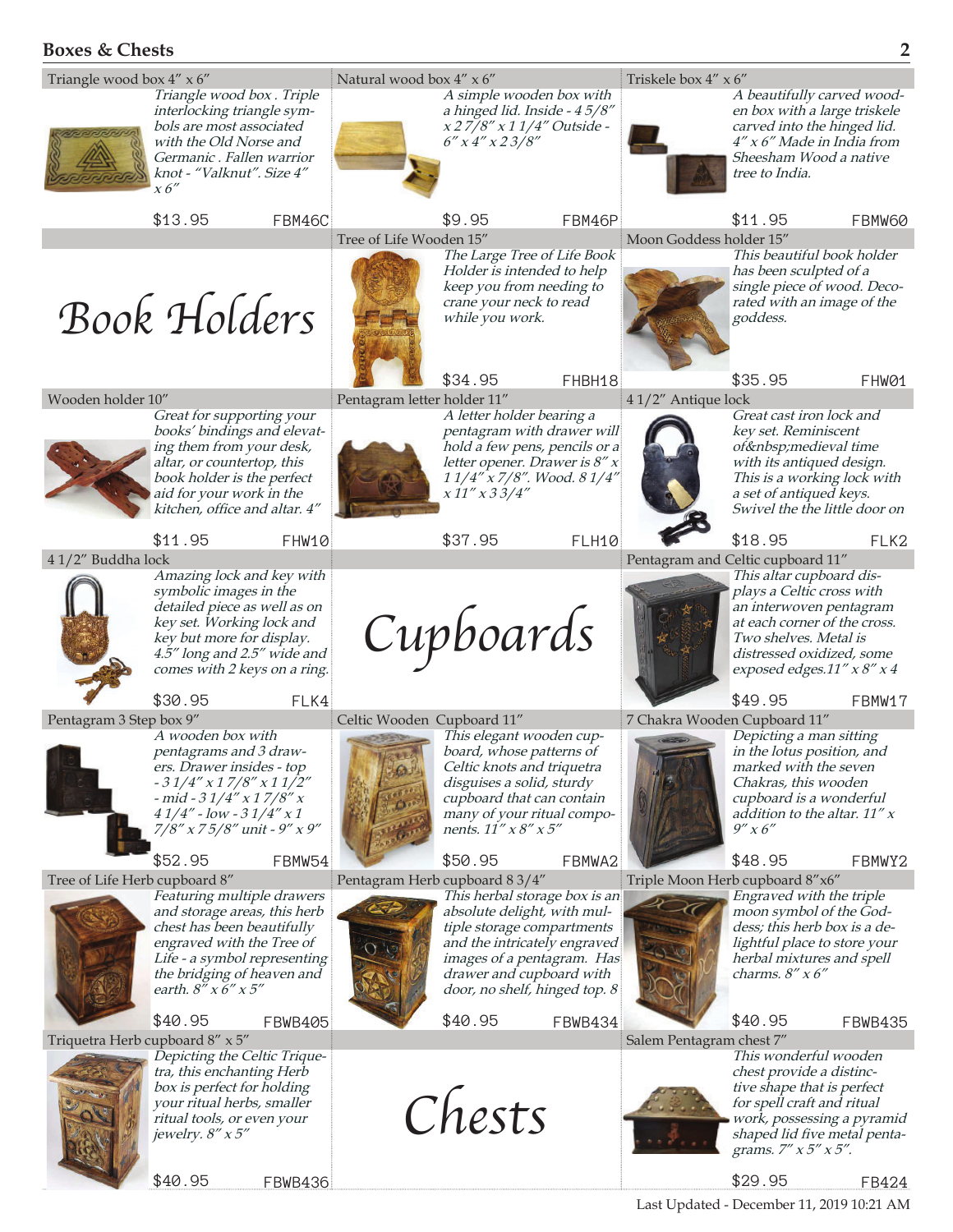## Boxes & Chests

### Triangle wood box 4" x 6"

*Triangle wood box . Triple interlocking triangle symbols are most associated with the Old Norse and Germanic . Fallen warrior knot - "Valknut". Size 4" x 6"*

$13.95 FBM46C

### Natural wood box 4" x 6"

*A simple wooden box with a hinged lid. Inside - 4 5/8" x 2 7/8" x 1 1/4" Outside - 6" x 4" x 2 3/8"*

$9.95 FBM46P

### Triskele box 4" x 6"

*A beautifully carved wooden box with a large triskele carved into the hinged lid. 4" x 6" Made in India from Sheesham Wood a native tree to India.*

$11.95 FBMW60

## Book Holders

### Tree of Life Wooden 15"

*The Large Tree of Life Book Holder is intended to help keep you from needing to crane your neck to read while you work.*

$34.95 FHBH18

### Moon Goddess holder 15"

*This beautiful book holder has been sculpted of a single piece of wood. Decorated with an image of the goddess.*

$35.95 FHW01

### Wooden holder 10"

*Great for supporting your books' bindings and elevating them from your desk, altar, or countertop, this book holder is the perfect aid for your work in the kitchen, office and altar. 4"*

$11.95 FHW10

### Pentagram letter holder 11"

*A letter holder bearing a pentagram with drawer will hold a few pens, pencils or a letter opener. Drawer is 8" x 1 1/4" x 7/8". Wood. 8 1/4" x 11" x 3 3/4"*

$37.95 FLH10

### 4 1/2" Antique lock

*Great cast iron lock and key set. Reminiscent of&nbsp;medieval time with its antiqued design. This is a working lock with a set of antiqued keys. Swivel the the little door on*

$18.95 FLK2

### 4 1/2" Buddha lock

*Amazing lock and key with symbolic images in the detailed piece as well as on key set. Working lock and key but more for display. 4.5" long and 2.5" wide and comes with 2 keys on a ring.*

$30.95 FLK4

## Cupboards

### Pentagram and Celtic cupboard 11"

*This altar cupboard displays a Celtic cross with an interwoven pentagram at each corner of the cross. Two shelves. Metal is distressed oxidized, some exposed edges.11" x 8" x 4*

$49.95 FBMW17

### Pentagram 3 Step box 9"

*A wooden box with pentagrams and 3 drawers. Drawer insides - top - 3 1/4" x 1 7/8" x 1 1/2" - mid - 3 1/4" x 1 7/8" x 4 1/4" - low - 3 1/4" x 1 7/8" x 7 5/8" unit - 9" x 9"*

$52.95 FBMW54

### Celtic Wooden Cupboard 11"

*This elegant wooden cupboard, whose patterns of Celtic knots and triquetra disguises a solid, sturdy cupboard that can contain many of your ritual components. 11" x 8" x 5"*

$50.95 FBMWA2

### 7 Chakra Wooden Cupboard 11"

*Depicting a man sitting in the lotus position, and marked with the seven Chakras, this wooden cupboard is a wonderful addition to the altar. 11" x 9" x 6"*

$48.95 FBMWY2

### Tree of Life Herb cupboard 8"

*Featuring multiple drawers and storage areas, this herb chest has been beautifully engraved with the Tree of Life - a symbol representing the bridging of heaven and earth. 8" x 6" x 5"*

$40.95 FBWB405

### Pentagram Herb cupboard 8 3/4"

*This herbal storage box is an absolute delight, with multiple storage compartments and the intricately engraved images of a pentagram. Has drawer and cupboard with door, no shelf, hinged top. 8*

$40.95 FBWB434

### Triple Moon Herb cupboard 8"x6"

*Engraved with the triple moon symbol of the Goddess; this herb box is a delightful place to store your herbal mixtures and spell charms. 8" x 6"*

$40.95 FBWB435

### Triquetra Herb cupboard 8" x 5"

*Depicting the Celtic Triquetra, this enchanting Herb box is perfect for holding your ritual herbs, smaller ritual tools, or even your jewelry. 8" x 5"*

$40.95 FBWB436

## Chests

### Salem Pentagram chest 7"

*This wonderful wooden chest provide a distinctive shape that is perfect for spell craft and ritual work, possessing a pyramid shaped lid five metal pentagrams. 7" x 5" x 5".*

$29.95 FB424

Last Updated - December 11, 2019 10:21 AM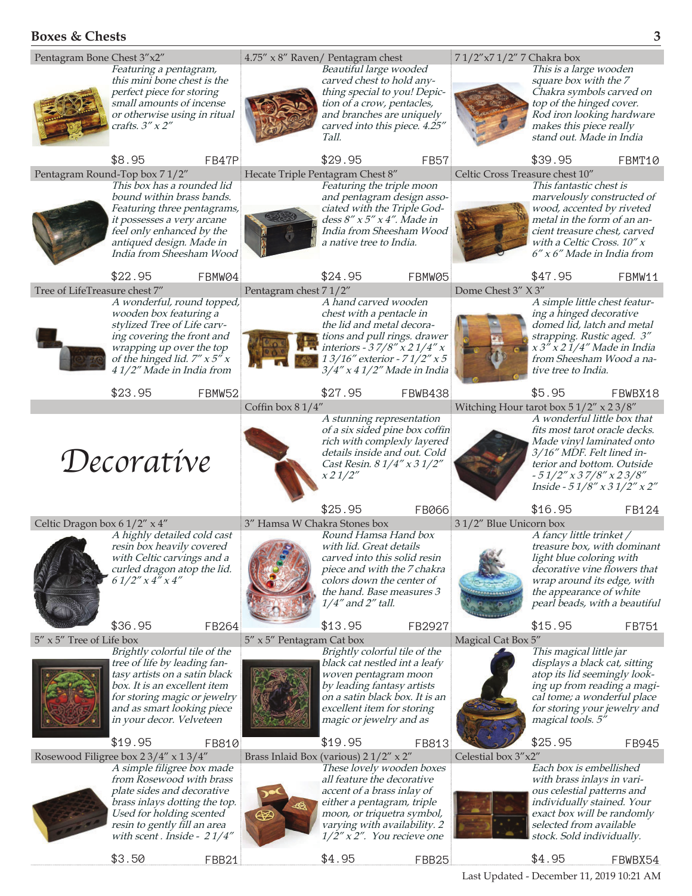## Boxes & Chests

### Pentagram Bone Chest 3"x2"

*Featuring a pentagram, this mini bone chest is the perfect piece for storing small amounts of incense or otherwise using in ritual crafts. 3" x 2"*

$8.95 FB47P

### 4.75" x 8" Raven/ Pentagram chest

*Beautiful large wooded carved chest to hold anything special to you! Depiction of a crow, pentacles, and branches are uniquely carved into this piece. 4.25" Tall.*

$29.95 FB57

### 7 1/2"x7 1/2" 7 Chakra box

*This is a large wooden square box with the 7 Chakra symbols carved on top of the hinged cover. Rod iron looking hardware makes this piece really stand out. Made in India*

$39.95 FBMT10

### Pentagram Round-Top box 7 1/2"

*This box has a rounded lid bound within brass bands. Featuring three pentagrams, it possesses a very arcane feel only enhanced by the antiqued design. Made in India from Sheesham Wood*

$22.95 FBMW04

### Hecate Triple Pentagram Chest 8"

*Featuring the triple moon and pentagram design associated with the Triple Goddess 8" x 5" x 4". Made in India from Sheesham Wood a native tree to India.*

$24.95 FBMW05

### Celtic Cross Treasure chest 10"

*This fantastic chest is marvelously constructed of wood, accented by riveted metal in the form of an ancient treasure chest, carved with a Celtic Cross. 10" x 6" x 6" Made in India from*

$47.95 FBMW11

### Tree of LifeTreasure chest 7"

*A wonderful, round topped, wooden box featuring a stylized Tree of Life carving covering the front and wrapping up over the top of the hinged lid. 7" x 5" x 4 1/2" Made in India from*

$23.95 FBMW52

### Pentagram chest 7 1/2"

*A hand carved wooden chest with a pentacle in the lid and metal decorations and pull rings. drawer interiors - 3 7/8" x 2 1/4" x 1 3/16" exterior - 7 1/2" x 5 3/4" x 4 1/2" Made in India*

$27.95 FBWB438

### Dome Chest 3" X 3"

*A simple little chest featuring a hinged decorative domed lid, latch and metal strapping. Rustic aged. 3" x 3" x 2 1/4" Made in India from Sheesham Wood a native tree to India.*

$5.95 FBWBX18

## Decorative

### Coffin box 8 1/4"

*A stunning representation of a six sided pine box coffin rich with complexly layered details inside and out. Cold Cast Resin. 8 1/4" x 3 1/2" x 2 1/2"*

$25.95 FB066

### Witching Hour tarot box 5 1/2" x 2 3/8"

*A wonderful little box that fits most tarot oracle decks. Made vinyl laminated onto 3/16" MDF. Felt lined interior and bottom. Outside - 5 1/2" x 3 7/8" x 2 3/8" Inside - 5 1/8" x 3 1/2" x 2"*

$16.95 FB124

### Celtic Dragon box 6 1/2" x 4"

*A highly detailed cold cast resin box heavily covered with Celtic carvings and a curled dragon atop the lid. 6 1/2" x 4" x 4"*

$36.95 FB264

### 3" Hamsa W Chakra Stones box

*Round Hamsa Hand box with lid. Great details carved into this solid resin piece and with the 7 chakra colors down the center of the hand. Base measures 3 1/4" and 2" tall.*

$13.95 FB2927

### 3 1/2" Blue Unicorn box

*A fancy little trinket / treasure box, with dominant light blue coloring with decorative vine flowers that wrap around its edge, with the appearance of white pearl beads, with a beautiful*

$15.95 FB751

### 5" x 5" Tree of Life box

*Brightly colorful tile of the tree of life by leading fantasy artists on a satin black box. It is an excellent item for storing magic or jewelry and as smart looking piece in your decor. Velveteen*

$19.95 FB810

### 5" x 5" Pentagram Cat box

*Brightly colorful tile of the black cat nestled int a leafy woven pentagram moon by leading fantasy artists on a satin black box. It is an excellent item for storing magic or jewelry and as*

$19.95 FB813

### Magical Cat Box 5"

*This magical little jar displays a black cat, sitting atop its lid seemingly looking up from reading a magical tome; a wonderful place for storing your jewelry and magical tools. 5"*

$25.95 FB945

### Rosewood Filigree box 2 3/4" x 1 3/4"

*A simple filigree box made from Rosewood with brass plate sides and decorative brass inlays dotting the top. Used for holding scented resin to gently fill an area with scent . Inside - 2 1/4"*

$3.50 FBB21

### Brass Inlaid Box (various) 2 1/2" x 2"

*These lovely wooden boxes all feature the decorative accent of a brass inlay of either a pentagram, triple moon, or triquetra symbol, varying with availability. 2 1/2" x 2". You recieve one*

$4.95 FBB25

### Celestial box 3"x2"

*Each box is embellished with brass inlays in various celestial patterns and individually stained. Your exact box will be randomly selected from available stock. Sold individually.*

$4.95 FBWBX54

Last Updated - December 11, 2019 10:21 AM